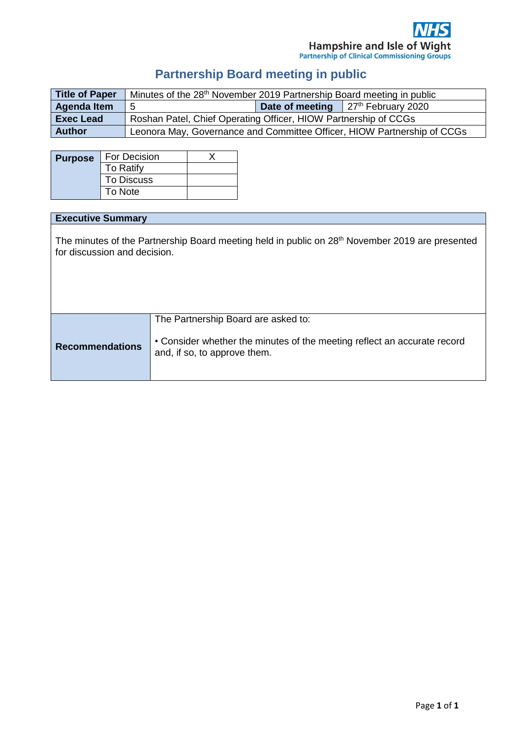NHS
Hampshire and Isle of Wight
Partnership of Clinical Commissioning Groups

# Partnership Board meeting in public

| **Title of Paper** | Minutes of the 28th November 2019 Partnership Board meeting in public | | |
|---|---|---|---|
| **Agenda Item** | 5 | **Date of meeting** | 27th February 2020 |
| **Exec Lead** | Roshan Patel, Chief Operating Officer, HIOW Partnership of CCGs | | |
| **Author** | Leonora May, Governance and Committee Officer, HIOW Partnership of CCGs | | |

| **Purpose** | | |
|---|---|---|
| | For Decision | X |
| | To Ratify | |
| | To Discuss | |
| | To Note | |

| **Executive Summary** | |
|---|---|
| The minutes of the Partnership Board meeting held in public on 28th November 2019 are presented for discussion and decision. | |
| **Recommendations** | The Partnership Board are asked to:<br><br>• Consider whether the minutes of the meeting reflect an accurate record and, if so, to approve them. |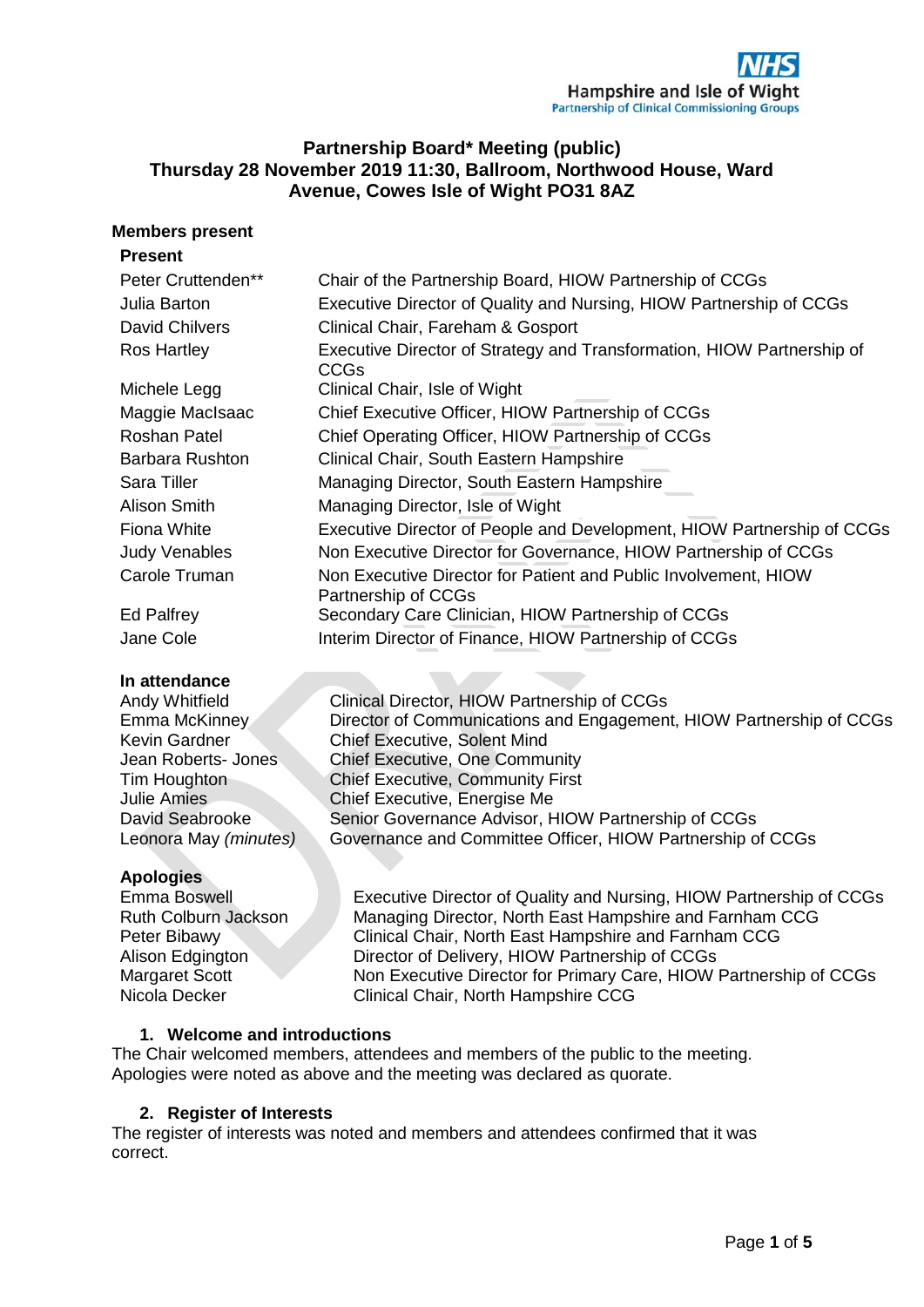# Partnership Board* Meeting (public)
# Thursday 28 November 2019 11:30, Ballroom, Northwood House, Ward Avenue, Cowes Isle of Wight PO31 8AZ

## Members present

**Present**

| | |
|---|---|
| Peter Cruttenden** | Chair of the Partnership Board, HIOW Partnership of CCGs |
| Julia Barton | Executive Director of Quality and Nursing, HIOW Partnership of CCGs |
| David Chilvers | Clinical Chair, Fareham & Gosport |
| Ros Hartley | Executive Director of Strategy and Transformation, HIOW Partnership of CCGs |
| Michele Legg | Clinical Chair, Isle of Wight |
| Maggie MacIsaac | Chief Executive Officer, HIOW Partnership of CCGs |
| Roshan Patel | Chief Operating Officer, HIOW Partnership of CCGs |
| Barbara Rushton | Clinical Chair, South Eastern Hampshire |
| Sara Tiller | Managing Director, South Eastern Hampshire |
| Alison Smith | Managing Director, Isle of Wight |
| Fiona White | Executive Director of People and Development, HIOW Partnership of CCGs |
| Judy Venables | Non Executive Director for Governance, HIOW Partnership of CCGs |
| Carole Truman | Non Executive Director for Patient and Public Involvement, HIOW Partnership of CCGs |
| Ed Palfrey | Secondary Care Clinician, HIOW Partnership of CCGs |
| Jane Cole | Interim Director of Finance, HIOW Partnership of CCGs |

**In attendance**

| | |
|---|---|
| Andy Whitfield | Clinical Director, HIOW Partnership of CCGs |
| Emma McKinney | Director of Communications and Engagement, HIOW Partnership of CCGs |
| Kevin Gardner | Chief Executive, Solent Mind |
| Jean Roberts- Jones | Chief Executive, One Community |
| Tim Houghton | Chief Executive, Community First |
| Julie Amies | Chief Executive, Energise Me |
| David Seabrooke | Senior Governance Advisor, HIOW Partnership of CCGs |
| Leonora May *(minutes)* | Governance and Committee Officer, HIOW Partnership of CCGs |

**Apologies**

| | |
|---|---|
| Emma Boswell | Executive Director of Quality and Nursing, HIOW Partnership of CCGs |
| Ruth Colburn Jackson | Managing Director, North East Hampshire and Farnham CCG |
| Peter Bibawy | Clinical Chair, North East Hampshire and Farnham CCG |
| Alison Edgington | Director of Delivery, HIOW Partnership of CCGs |
| Margaret Scott | Non Executive Director for Primary Care, HIOW Partnership of CCGs |
| Nicola Decker | Clinical Chair, North Hampshire CCG |

### 1. Welcome and introductions

The Chair welcomed members, attendees and members of the public to the meeting. Apologies were noted as above and the meeting was declared as quorate.

### 2. Register of Interests

The register of interests was noted and members and attendees confirmed that it was correct.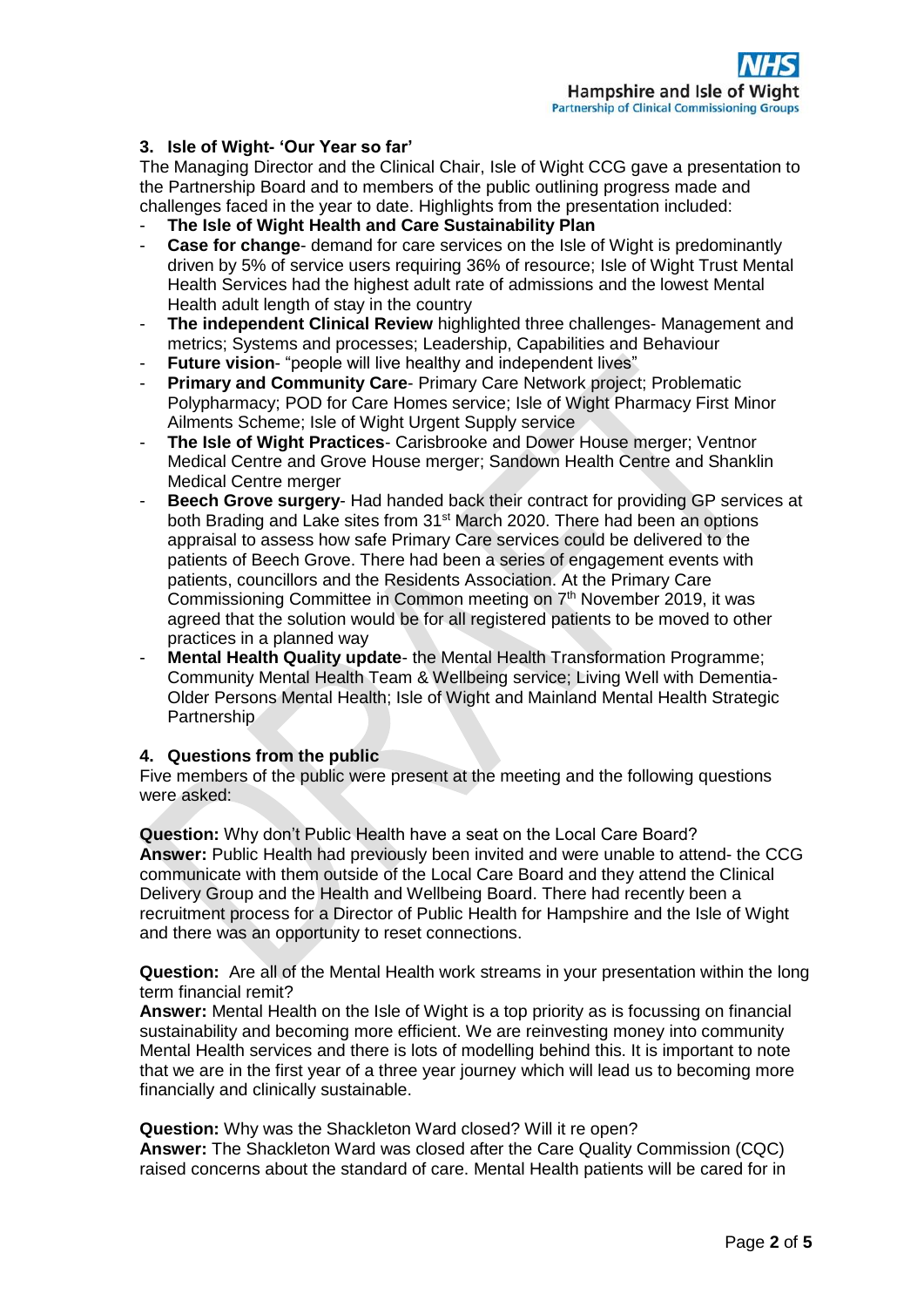### 3. Isle of Wight- 'Our Year so far'

The Managing Director and the Clinical Chair, Isle of Wight CCG gave a presentation to the Partnership Board and to members of the public outlining progress made and challenges faced in the year to date. Highlights from the presentation included:

- **The Isle of Wight Health and Care Sustainability Plan**
- **Case for change**- demand for care services on the Isle of Wight is predominantly driven by 5% of service users requiring 36% of resource; Isle of Wight Trust Mental Health Services had the highest adult rate of admissions and the lowest Mental Health adult length of stay in the country
- **The independent Clinical Review** highlighted three challenges- Management and metrics; Systems and processes; Leadership, Capabilities and Behaviour
- **Future vision**- "people will live healthy and independent lives"
- **Primary and Community Care**- Primary Care Network project; Problematic Polypharmacy; POD for Care Homes service; Isle of Wight Pharmacy First Minor Ailments Scheme; Isle of Wight Urgent Supply service
- **The Isle of Wight Practices**- Carisbrooke and Dower House merger; Ventnor Medical Centre and Grove House merger; Sandown Health Centre and Shanklin Medical Centre merger
- **Beech Grove surgery**- Had handed back their contract for providing GP services at both Brading and Lake sites from 31st March 2020. There had been an options appraisal to assess how safe Primary Care services could be delivered to the patients of Beech Grove. There had been a series of engagement events with patients, councillors and the Residents Association. At the Primary Care Commissioning Committee in Common meeting on 7th November 2019, it was agreed that the solution would be for all registered patients to be moved to other practices in a planned way
- **Mental Health Quality update**- the Mental Health Transformation Programme; Community Mental Health Team & Wellbeing service; Living Well with Dementia-Older Persons Mental Health; Isle of Wight and Mainland Mental Health Strategic Partnership

### 4. Questions from the public

Five members of the public were present at the meeting and the following questions were asked:

**Question:** Why don't Public Health have a seat on the Local Care Board?
**Answer:** Public Health had previously been invited and were unable to attend- the CCG communicate with them outside of the Local Care Board and they attend the Clinical Delivery Group and the Health and Wellbeing Board. There had recently been a recruitment process for a Director of Public Health for Hampshire and the Isle of Wight and there was an opportunity to reset connections.

**Question:** Are all of the Mental Health work streams in your presentation within the long term financial remit?
**Answer:** Mental Health on the Isle of Wight is a top priority as is focussing on financial sustainability and becoming more efficient. We are reinvesting money into community Mental Health services and there is lots of modelling behind this. It is important to note that we are in the first year of a three year journey which will lead us to becoming more financially and clinically sustainable.

**Question:** Why was the Shackleton Ward closed? Will it re open?
**Answer:** The Shackleton Ward was closed after the Care Quality Commission (CQC) raised concerns about the standard of care. Mental Health patients will be cared for in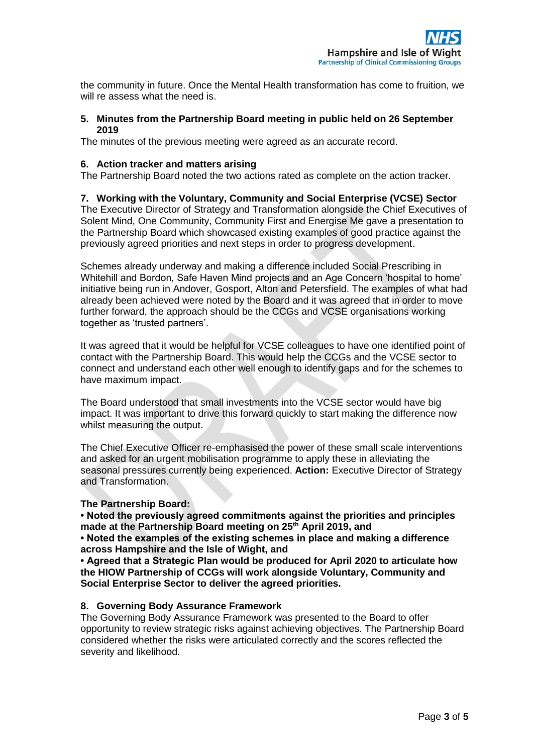the community in future. Once the Mental Health transformation has come to fruition, we will re assess what the need is.

**5. Minutes from the Partnership Board meeting in public held on 26 September 2019**

The minutes of the previous meeting were agreed as an accurate record.

**6. Action tracker and matters arising**

The Partnership Board noted the two actions rated as complete on the action tracker.

**7. Working with the Voluntary, Community and Social Enterprise (VCSE) Sector**

The Executive Director of Strategy and Transformation alongside the Chief Executives of Solent Mind, One Community, Community First and Energise Me gave a presentation to the Partnership Board which showcased existing examples of good practice against the previously agreed priorities and next steps in order to progress development.

Schemes already underway and making a difference included Social Prescribing in Whitehill and Bordon, Safe Haven Mind projects and an Age Concern 'hospital to home' initiative being run in Andover, Gosport, Alton and Petersfield. The examples of what had already been achieved were noted by the Board and it was agreed that in order to move further forward, the approach should be the CCGs and VCSE organisations working together as 'trusted partners'.

It was agreed that it would be helpful for VCSE colleagues to have one identified point of contact with the Partnership Board. This would help the CCGs and the VCSE sector to connect and understand each other well enough to identify gaps and for the schemes to have maximum impact.

The Board understood that small investments into the VCSE sector would have big impact. It was important to drive this forward quickly to start making the difference now whilst measuring the output.

The Chief Executive Officer re-emphasised the power of these small scale interventions and asked for an urgent mobilisation programme to apply these in alleviating the seasonal pressures currently being experienced. **Action:** Executive Director of Strategy and Transformation.

**The Partnership Board:**

**• Noted the previously agreed commitments against the priorities and principles made at the Partnership Board meeting on 25th April 2019, and**

**• Noted the examples of the existing schemes in place and making a difference across Hampshire and the Isle of Wight, and**

**• Agreed that a Strategic Plan would be produced for April 2020 to articulate how the HIOW Partnership of CCGs will work alongside Voluntary, Community and Social Enterprise Sector to deliver the agreed priorities.**

**8. Governing Body Assurance Framework**

The Governing Body Assurance Framework was presented to the Board to offer opportunity to review strategic risks against achieving objectives. The Partnership Board considered whether the risks were articulated correctly and the scores reflected the severity and likelihood.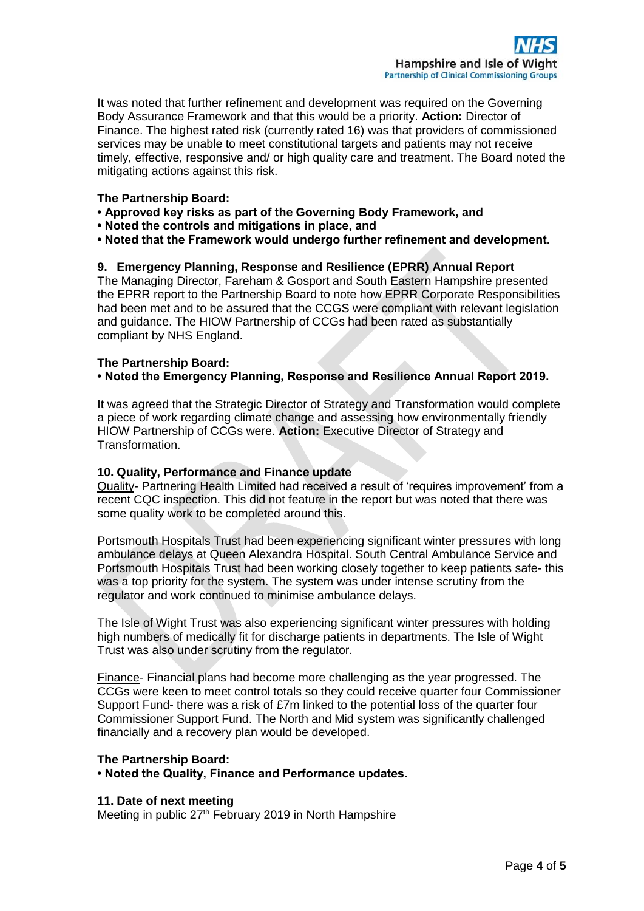It was noted that further refinement and development was required on the Governing Body Assurance Framework and that this would be a priority. **Action:** Director of Finance. The highest rated risk (currently rated 16) was that providers of commissioned services may be unable to meet constitutional targets and patients may not receive timely, effective, responsive and/ or high quality care and treatment. The Board noted the mitigating actions against this risk.

**The Partnership Board:**
**• Approved key risks as part of the Governing Body Framework, and**
**• Noted the controls and mitigations in place, and**
**• Noted that the Framework would undergo further refinement and development.**

**9. Emergency Planning, Response and Resilience (EPRR) Annual Report**

The Managing Director, Fareham & Gosport and South Eastern Hampshire presented the EPRR report to the Partnership Board to note how EPRR Corporate Responsibilities had been met and to be assured that the CCGS were compliant with relevant legislation and guidance. The HIOW Partnership of CCGs had been rated as substantially compliant by NHS England.

**The Partnership Board:**
**• Noted the Emergency Planning, Response and Resilience Annual Report 2019.**

It was agreed that the Strategic Director of Strategy and Transformation would complete a piece of work regarding climate change and assessing how environmentally friendly HIOW Partnership of CCGs were. **Action:** Executive Director of Strategy and Transformation.

**10. Quality, Performance and Finance update**

Quality- Partnering Health Limited had received a result of 'requires improvement' from a recent CQC inspection. This did not feature in the report but was noted that there was some quality work to be completed around this.

Portsmouth Hospitals Trust had been experiencing significant winter pressures with long ambulance delays at Queen Alexandra Hospital. South Central Ambulance Service and Portsmouth Hospitals Trust had been working closely together to keep patients safe- this was a top priority for the system. The system was under intense scrutiny from the regulator and work continued to minimise ambulance delays.

The Isle of Wight Trust was also experiencing significant winter pressures with holding high numbers of medically fit for discharge patients in departments. The Isle of Wight Trust was also under scrutiny from the regulator.

Finance- Financial plans had become more challenging as the year progressed. The CCGs were keen to meet control totals so they could receive quarter four Commissioner Support Fund- there was a risk of £7m linked to the potential loss of the quarter four Commissioner Support Fund. The North and Mid system was significantly challenged financially and a recovery plan would be developed.

**The Partnership Board:**
**• Noted the Quality, Finance and Performance updates.**

**11. Date of next meeting**

Meeting in public 27th February 2019 in North Hampshire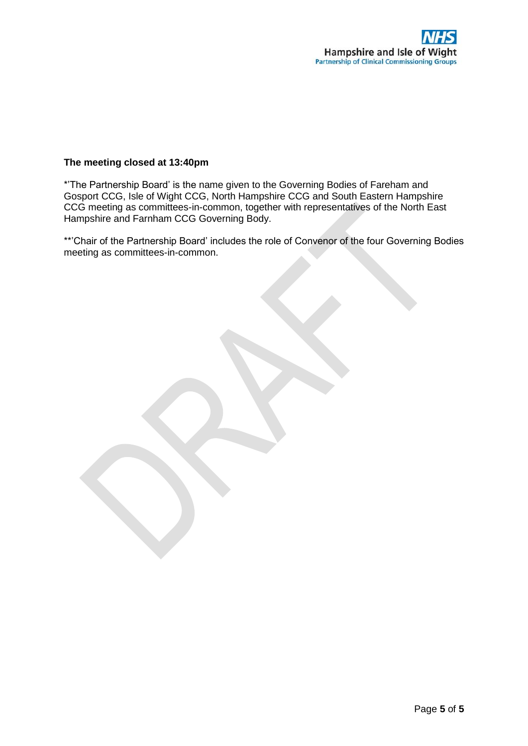**The meeting closed at 13:40pm**

*'The Partnership Board' is the name given to the Governing Bodies of Fareham and Gosport CCG, Isle of Wight CCG, North Hampshire CCG and South Eastern Hampshire CCG meeting as committees-in-common, together with representatives of the North East Hampshire and Farnham CCG Governing Body.

**'Chair of the Partnership Board' includes the role of Convenor of the four Governing Bodies meeting as committees-in-common.